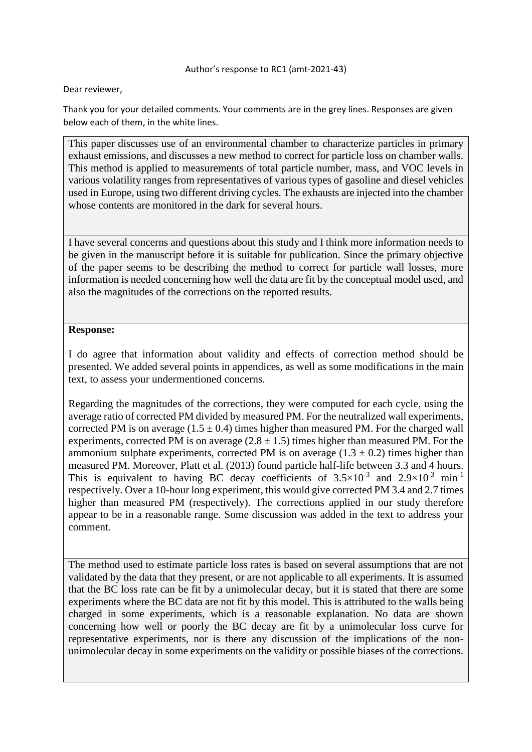Author's response to RC1 (amt-2021-43)

Dear reviewer,

Thank you for your detailed comments. Your comments are in the grey lines. Responses are given below each of them, in the white lines.

This paper discusses use of an environmental chamber to characterize particles in primary exhaust emissions, and discusses a new method to correct for particle loss on chamber walls. This method is applied to measurements of total particle number, mass, and VOC levels in various volatility ranges from representatives of various types of gasoline and diesel vehicles used in Europe, using two different driving cycles. The exhausts are injected into the chamber whose contents are monitored in the dark for several hours.

I have several concerns and questions about this study and I think more information needs to be given in the manuscript before it is suitable for publication. Since the primary objective of the paper seems to be describing the method to correct for particle wall losses, more information is needed concerning how well the data are fit by the conceptual model used, and also the magnitudes of the corrections on the reported results.

**Response:**

I do agree that information about validity and effects of correction method should be presented. We added several points in appendices, as well as some modifications in the main text, to assess your undermentioned concerns.

Regarding the magnitudes of the corrections, they were computed for each cycle, using the average ratio of corrected PM divided by measured PM. For the neutralized wall experiments, corrected PM is on average $(1.5 \pm 0.4)$ times higher than measured PM. For the charged wall experiments, corrected PM is on average $(2.8 \pm 1.5)$ times higher than measured PM. For the ammonium sulphate experiments, corrected PM is on average $(1.3 \pm 0.2)$ times higher than measured PM. Moreover, Platt et al. (2013) found particle half-life between 3.3 and 4 hours. This is equivalent to having BC decay coefficients of $3.5\times10^{-3}$ and $2.9\times10^{-3}$ $min^{-1}$ respectively. Over a 10-hour long experiment, this would give corrected PM 3.4 and 2.7 times higher than measured PM (respectively). The corrections applied in our study therefore appear to be in a reasonable range. Some discussion was added in the text to address your comment.

The method used to estimate particle loss rates is based on several assumptions that are not validated by the data that they present, or are not applicable to all experiments. It is assumed that the BC loss rate can be fit by a unimolecular decay, but it is stated that there are some experiments where the BC data are not fit by this model. This is attributed to the walls being charged in some experiments, which is a reasonable explanation. No data are shown concerning how well or poorly the BC decay are fit by a unimolecular loss curve for representative experiments, nor is there any discussion of the implications of the non-unimolecular decay in some experiments on the validity or possible biases of the corrections.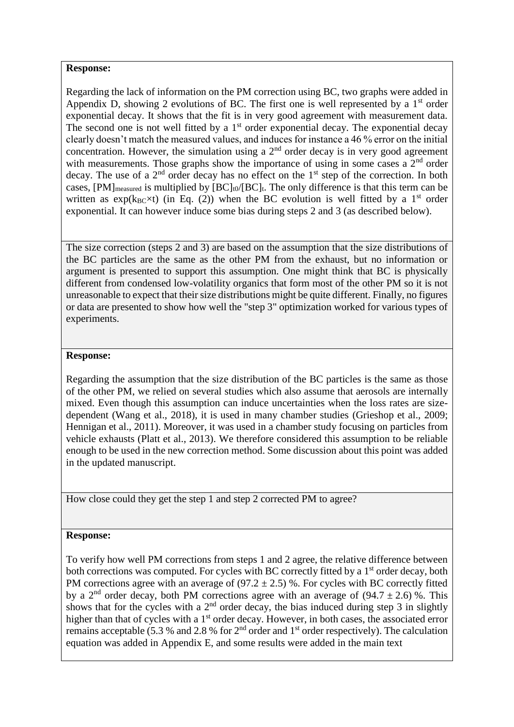**Response:**

Regarding the lack of information on the PM correction using BC, two graphs were added in Appendix D, showing 2 evolutions of BC. The first one is well represented by a 1[st] order exponential decay. It shows that the fit is in very good agreement with measurement data. The second one is not well fitted by a 1[st] order exponential decay. The exponential decay clearly doesn't match the measured values, and induces for instance a 46 % error on the initial concentration. However, the simulation using a 2[nd] order decay is in very good agreement with measurements. Those graphs show the importance of using in some cases a 2[nd] order decay. The use of a 2[nd] order decay has no effect on the 1[st] step of the correction. In both cases, $[PM]_{measured}$ is multiplied by $[BC]_{t0}/[BC]_t$. The only difference is that this term can be written as $\exp(k_{BC} \times t)$ (in Eq. (2)) when the BC evolution is well fitted by a 1[st] order exponential. It can however induce some bias during steps 2 and 3 (as described below).

The size correction (steps 2 and 3) are based on the assumption that the size distributions of the BC particles are the same as the other PM from the exhaust, but no information or argument is presented to support this assumption. One might think that BC is physically different from condensed low-volatility organics that form most of the other PM so it is not unreasonable to expect that their size distributions might be quite different. Finally, no figures or data are presented to show how well the "step 3" optimization worked for various types of experiments.

**Response:**

Regarding the assumption that the size distribution of the BC particles is the same as those of the other PM, we relied on several studies which also assume that aerosols are internally mixed. Even though this assumption can induce uncertainties when the loss rates are size-dependent (Wang et al., 2018), it is used in many chamber studies (Grieshop et al., 2009; Hennigan et al., 2011). Moreover, it was used in a chamber study focusing on particles from vehicle exhausts (Platt et al., 2013). We therefore considered this assumption to be reliable enough to be used in the new correction method. Some discussion about this point was added in the updated manuscript.

How close could they get the step 1 and step 2 corrected PM to agree?

**Response:**

To verify how well PM corrections from steps 1 and 2 agree, the relative difference between both corrections was computed. For cycles with BC correctly fitted by a 1[st] order decay, both PM corrections agree with an average of $(97.2 \pm 2.5)$ %. For cycles with BC correctly fitted by a 2[nd] order decay, both PM corrections agree with an average of $(94.7 \pm 2.6)$ %. This shows that for the cycles with a 2[nd] order decay, the bias induced during step 3 in slightly higher than that of cycles with a 1[st] order decay. However, in both cases, the associated error remains acceptable (5.3 % and 2.8 % for 2[nd] order and 1[st] order respectively). The calculation equation was added in Appendix E, and some results were added in the main text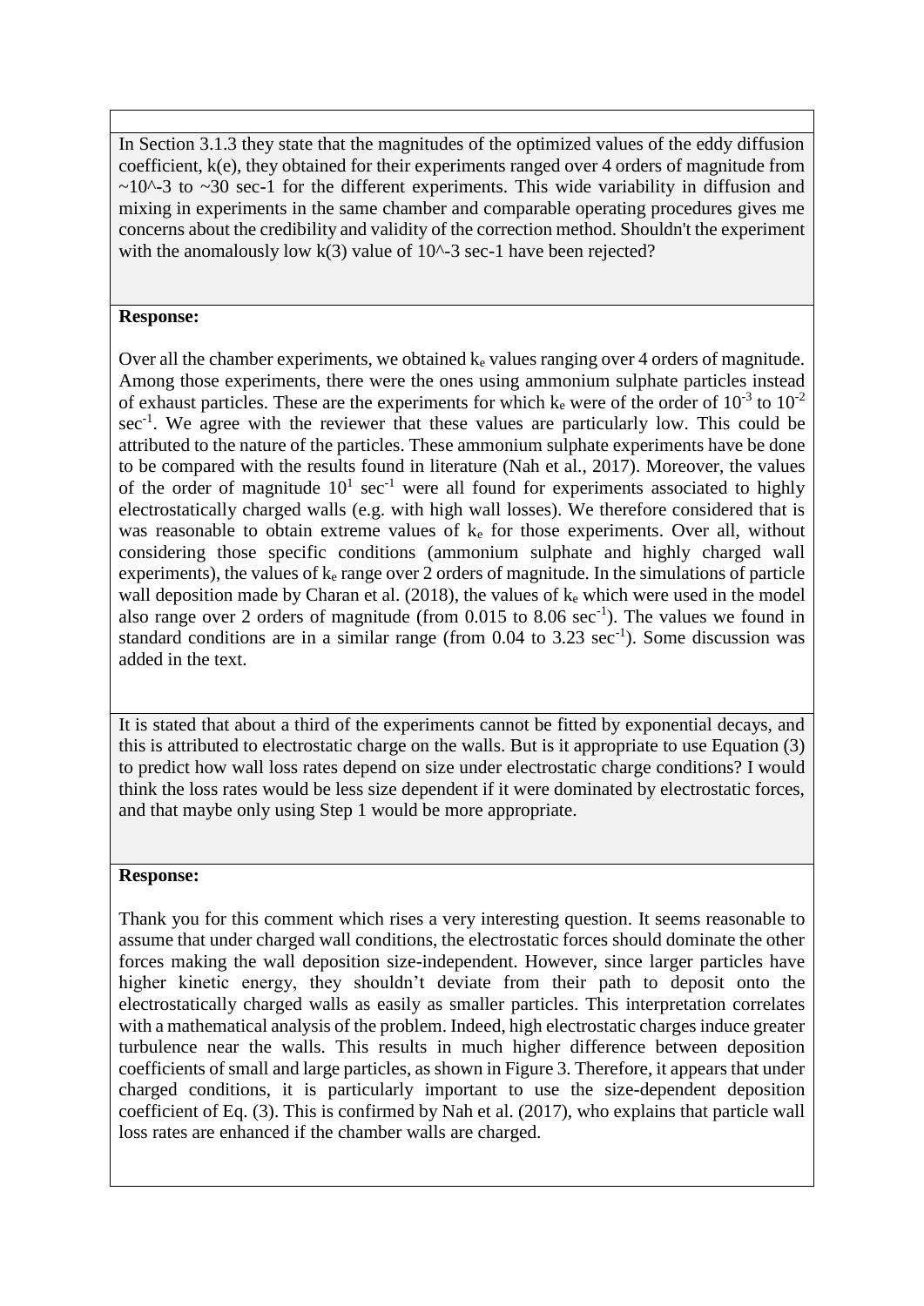In Section 3.1.3 they state that the magnitudes of the optimized values of the eddy diffusion coefficient, k(e), they obtained for their experiments ranged over 4 orders of magnitude from ~10^-3 to ~30 sec-1 for the different experiments. This wide variability in diffusion and mixing in experiments in the same chamber and comparable operating procedures gives me concerns about the credibility and validity of the correction method. Shouldn't the experiment with the anomalously low k(3) value of 10^-3 sec-1 have been rejected?

**Response:**

Over all the chamber experiments, we obtained $k_e$ values ranging over 4 orders of magnitude. Among those experiments, there were the ones using ammonium sulphate particles instead of exhaust particles. These are the experiments for which $k_e$ were of the order of $10^{-3}$ to $10^{-2}$ $sec^{-1}$. We agree with the reviewer that these values are particularly low. This could be attributed to the nature of the particles. These ammonium sulphate experiments have be done to be compared with the results found in literature (Nah et al., 2017). Moreover, the values of the order of magnitude $10^{1}$ $sec^{-1}$ were all found for experiments associated to highly electrostatically charged walls (e.g. with high wall losses). We therefore considered that is was reasonable to obtain extreme values of $k_e$ for those experiments. Over all, without considering those specific conditions (ammonium sulphate and highly charged wall experiments), the values of $k_e$ range over 2 orders of magnitude. In the simulations of particle wall deposition made by Charan et al. (2018), the values of $k_e$ which were used in the model also range over 2 orders of magnitude (from 0.015 to 8.06 $sec^{-1}$). The values we found in standard conditions are in a similar range (from 0.04 to 3.23 $sec^{-1}$). Some discussion was added in the text.

It is stated that about a third of the experiments cannot be fitted by exponential decays, and this is attributed to electrostatic charge on the walls. But is it appropriate to use Equation (3) to predict how wall loss rates depend on size under electrostatic charge conditions? I would think the loss rates would be less size dependent if it were dominated by electrostatic forces, and that maybe only using Step 1 would be more appropriate.

**Response:**

Thank you for this comment which rises a very interesting question. It seems reasonable to assume that under charged wall conditions, the electrostatic forces should dominate the other forces making the wall deposition size-independent. However, since larger particles have higher kinetic energy, they shouldn't deviate from their path to deposit onto the electrostatically charged walls as easily as smaller particles. This interpretation correlates with a mathematical analysis of the problem. Indeed, high electrostatic charges induce greater turbulence near the walls. This results in much higher difference between deposition coefficients of small and large particles, as shown in Figure 3. Therefore, it appears that under charged conditions, it is particularly important to use the size-dependent deposition coefficient of Eq. (3). This is confirmed by Nah et al. (2017), who explains that particle wall loss rates are enhanced if the chamber walls are charged.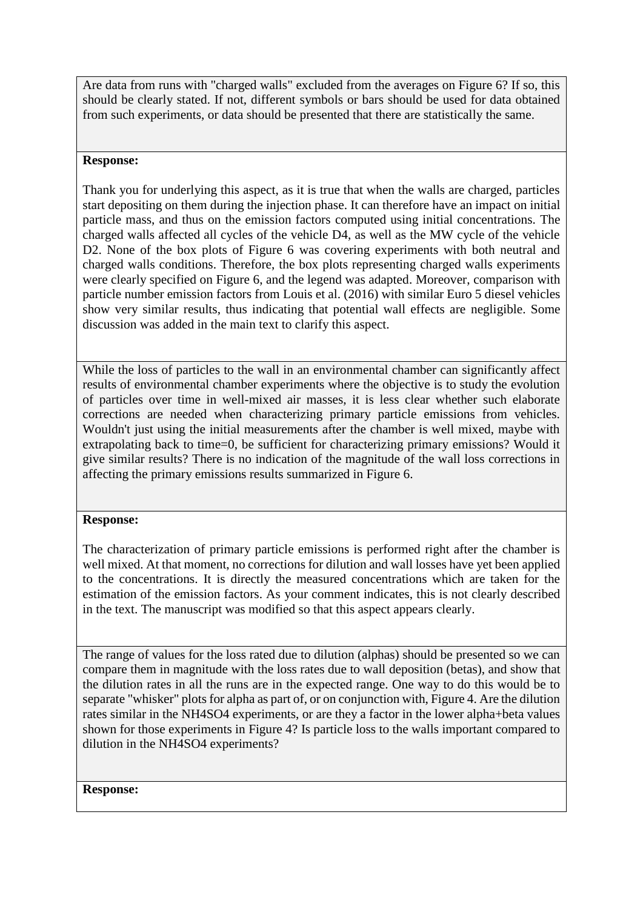Are data from runs with "charged walls" excluded from the averages on Figure 6? If so, this should be clearly stated. If not, different symbols or bars should be used for data obtained from such experiments, or data should be presented that there are statistically the same.

**Response:**

Thank you for underlying this aspect, as it is true that when the walls are charged, particles start depositing on them during the injection phase. It can therefore have an impact on initial particle mass, and thus on the emission factors computed using initial concentrations. The charged walls affected all cycles of the vehicle D4, as well as the MW cycle of the vehicle D2. None of the box plots of Figure 6 was covering experiments with both neutral and charged walls conditions. Therefore, the box plots representing charged walls experiments were clearly specified on Figure 6, and the legend was adapted. Moreover, comparison with particle number emission factors from Louis et al. (2016) with similar Euro 5 diesel vehicles show very similar results, thus indicating that potential wall effects are negligible. Some discussion was added in the main text to clarify this aspect.

While the loss of particles to the wall in an environmental chamber can significantly affect results of environmental chamber experiments where the objective is to study the evolution of particles over time in well-mixed air masses, it is less clear whether such elaborate corrections are needed when characterizing primary particle emissions from vehicles. Wouldn't just using the initial measurements after the chamber is well mixed, maybe with extrapolating back to time=0, be sufficient for characterizing primary emissions? Would it give similar results? There is no indication of the magnitude of the wall loss corrections in affecting the primary emissions results summarized in Figure 6.

**Response:**

The characterization of primary particle emissions is performed right after the chamber is well mixed. At that moment, no corrections for dilution and wall losses have yet been applied to the concentrations. It is directly the measured concentrations which are taken for the estimation of the emission factors. As your comment indicates, this is not clearly described in the text. The manuscript was modified so that this aspect appears clearly.

The range of values for the loss rated due to dilution (alphas) should be presented so we can compare them in magnitude with the loss rates due to wall deposition (betas), and show that the dilution rates in all the runs are in the expected range. One way to do this would be to separate "whisker" plots for alpha as part of, or on conjunction with, Figure 4. Are the dilution rates similar in the NH4SO4 experiments, or are they a factor in the lower alpha+beta values shown for those experiments in Figure 4? Is particle loss to the walls important compared to dilution in the NH4SO4 experiments?

**Response:**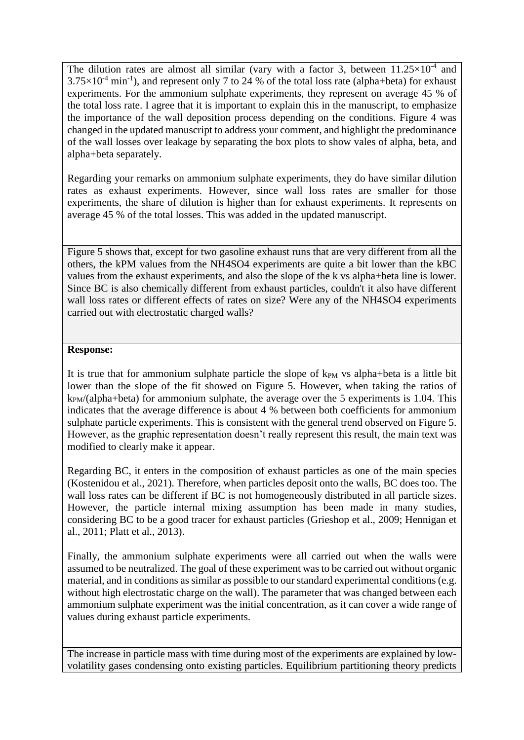The dilution rates are almost all similar (vary with a factor 3, between $11.25\times10^{-4}$ and $3.75\times10^{-4}$ min$^{-1}$), and represent only 7 to 24 % of the total loss rate (alpha+beta) for exhaust experiments. For the ammonium sulphate experiments, they represent on average 45 % of the total loss rate. I agree that it is important to explain this in the manuscript, to emphasize the importance of the wall deposition process depending on the conditions. Figure 4 was changed in the updated manuscript to address your comment, and highlight the predominance of the wall losses over leakage by separating the box plots to show vales of alpha, beta, and alpha+beta separately.

Regarding your remarks on ammonium sulphate experiments, they do have similar dilution rates as exhaust experiments. However, since wall loss rates are smaller for those experiments, the share of dilution is higher than for exhaust experiments. It represents on average 45 % of the total losses. This was added in the updated manuscript.

Figure 5 shows that, except for two gasoline exhaust runs that are very different from all the others, the kPM values from the NH4SO4 experiments are quite a bit lower than the kBC values from the exhaust experiments, and also the slope of the k vs alpha+beta line is lower. Since BC is also chemically different from exhaust particles, couldn't it also have different wall loss rates or different effects of rates on size? Were any of the NH4SO4 experiments carried out with electrostatic charged walls?

**Response:**

It is true that for ammonium sulphate particle the slope of $k_{PM}$ vs alpha+beta is a little bit lower than the slope of the fit showed on Figure 5. However, when taking the ratios of $k_{PM}$/(alpha+beta) for ammonium sulphate, the average over the 5 experiments is 1.04. This indicates that the average difference is about 4 % between both coefficients for ammonium sulphate particle experiments. This is consistent with the general trend observed on Figure 5. However, as the graphic representation doesn't really represent this result, the main text was modified to clearly make it appear.

Regarding BC, it enters in the composition of exhaust particles as one of the main species (Kostenidou et al., 2021). Therefore, when particles deposit onto the walls, BC does too. The wall loss rates can be different if BC is not homogeneously distributed in all particle sizes. However, the particle internal mixing assumption has been made in many studies, considering BC to be a good tracer for exhaust particles (Grieshop et al., 2009; Hennigan et al., 2011; Platt et al., 2013).

Finally, the ammonium sulphate experiments were all carried out when the walls were assumed to be neutralized. The goal of these experiment was to be carried out without organic material, and in conditions as similar as possible to our standard experimental conditions (e.g. without high electrostatic charge on the wall). The parameter that was changed between each ammonium sulphate experiment was the initial concentration, as it can cover a wide range of values during exhaust particle experiments.

The increase in particle mass with time during most of the experiments are explained by low-volatility gases condensing onto existing particles. Equilibrium partitioning theory predicts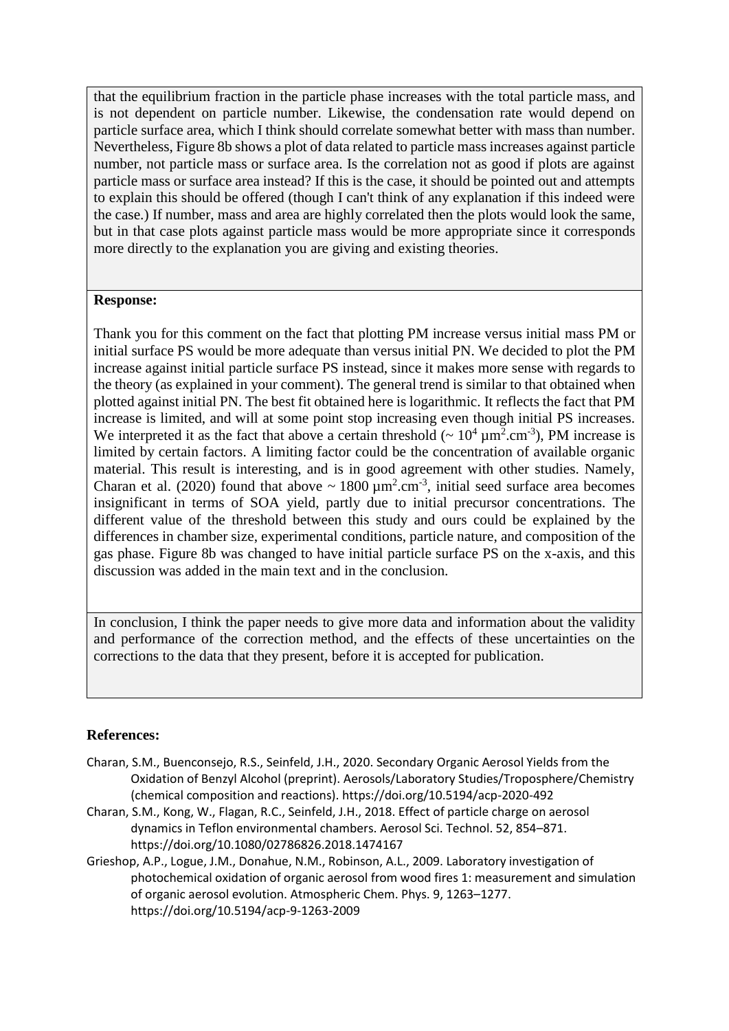that the equilibrium fraction in the particle phase increases with the total particle mass, and is not dependent on particle number. Likewise, the condensation rate would depend on particle surface area, which I think should correlate somewhat better with mass than number. Nevertheless, Figure 8b shows a plot of data related to particle mass increases against particle number, not particle mass or surface area. Is the correlation not as good if plots are against particle mass or surface area instead? If this is the case, it should be pointed out and attempts to explain this should be offered (though I can't think of any explanation if this indeed were the case.) If number, mass and area are highly correlated then the plots would look the same, but in that case plots against particle mass would be more appropriate since it corresponds more directly to the explanation you are giving and existing theories.

**Response:**

Thank you for this comment on the fact that plotting PM increase versus initial mass PM or initial surface PS would be more adequate than versus initial PN. We decided to plot the PM increase against initial particle surface PS instead, since it makes more sense with regards to the theory (as explained in your comment). The general trend is similar to that obtained when plotted against initial PN. The best fit obtained here is logarithmic. It reflects the fact that PM increase is limited, and will at some point stop increasing even though initial PS increases. We interpreted it as the fact that above a certain threshold ($\sim 10^4$ $\mu m^2.cm^{-3}$), PM increase is limited by certain factors. A limiting factor could be the concentration of available organic material. This result is interesting, and is in good agreement with other studies. Namely, Charan et al. (2020) found that above $\sim 1800$ $\mu m^2.cm^{-3}$, initial seed surface area becomes insignificant in terms of SOA yield, partly due to initial precursor concentrations. The different value of the threshold between this study and ours could be explained by the differences in chamber size, experimental conditions, particle nature, and composition of the gas phase. Figure 8b was changed to have initial particle surface PS on the x-axis, and this discussion was added in the main text and in the conclusion.

In conclusion, I think the paper needs to give more data and information about the validity and performance of the correction method, and the effects of these uncertainties on the corrections to the data that they present, before it is accepted for publication.

**References:**

Charan, S.M., Buenconsejo, R.S., Seinfeld, J.H., 2020. Secondary Organic Aerosol Yields from the Oxidation of Benzyl Alcohol (preprint). Aerosols/Laboratory Studies/Troposphere/Chemistry (chemical composition and reactions). https://doi.org/10.5194/acp-2020-492

Charan, S.M., Kong, W., Flagan, R.C., Seinfeld, J.H., 2018. Effect of particle charge on aerosol dynamics in Teflon environmental chambers. Aerosol Sci. Technol. 52, 854–871. https://doi.org/10.1080/02786826.2018.1474167

Grieshop, A.P., Logue, J.M., Donahue, N.M., Robinson, A.L., 2009. Laboratory investigation of photochemical oxidation of organic aerosol from wood fires 1: measurement and simulation of organic aerosol evolution. Atmospheric Chem. Phys. 9, 1263–1277. https://doi.org/10.5194/acp-9-1263-2009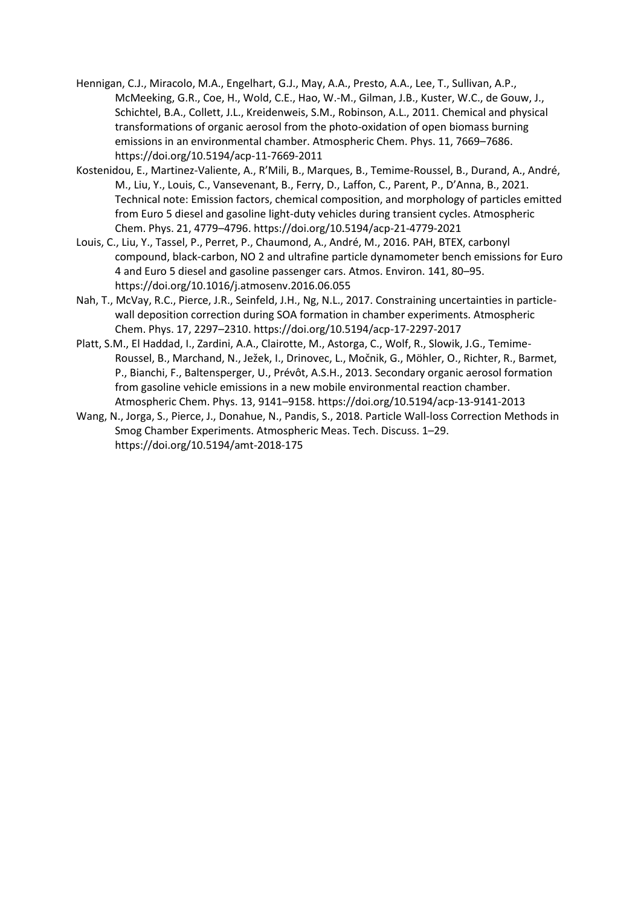Hennigan, C.J., Miracolo, M.A., Engelhart, G.J., May, A.A., Presto, A.A., Lee, T., Sullivan, A.P., McMeeking, G.R., Coe, H., Wold, C.E., Hao, W.-M., Gilman, J.B., Kuster, W.C., de Gouw, J., Schichtel, B.A., Collett, J.L., Kreidenweis, S.M., Robinson, A.L., 2011. Chemical and physical transformations of organic aerosol from the photo-oxidation of open biomass burning emissions in an environmental chamber. Atmospheric Chem. Phys. 11, 7669–7686. https://doi.org/10.5194/acp-11-7669-2011

Kostenidou, E., Martinez-Valiente, A., R'Mili, B., Marques, B., Temime-Roussel, B., Durand, A., André, M., Liu, Y., Louis, C., Vansevenant, B., Ferry, D., Laffon, C., Parent, P., D'Anna, B., 2021. Technical note: Emission factors, chemical composition, and morphology of particles emitted from Euro 5 diesel and gasoline light-duty vehicles during transient cycles. Atmospheric Chem. Phys. 21, 4779–4796. https://doi.org/10.5194/acp-21-4779-2021

Louis, C., Liu, Y., Tassel, P., Perret, P., Chaumond, A., André, M., 2016. PAH, BTEX, carbonyl compound, black-carbon, NO 2 and ultrafine particle dynamometer bench emissions for Euro 4 and Euro 5 diesel and gasoline passenger cars. Atmos. Environ. 141, 80–95. https://doi.org/10.1016/j.atmosenv.2016.06.055

Nah, T., McVay, R.C., Pierce, J.R., Seinfeld, J.H., Ng, N.L., 2017. Constraining uncertainties in particle-wall deposition correction during SOA formation in chamber experiments. Atmospheric Chem. Phys. 17, 2297–2310. https://doi.org/10.5194/acp-17-2297-2017

Platt, S.M., El Haddad, I., Zardini, A.A., Clairotte, M., Astorga, C., Wolf, R., Slowik, J.G., Temime-Roussel, B., Marchand, N., Ježek, I., Drinovec, L., Močnik, G., Möhler, O., Richter, R., Barmet, P., Bianchi, F., Baltensperger, U., Prévôt, A.S.H., 2013. Secondary organic aerosol formation from gasoline vehicle emissions in a new mobile environmental reaction chamber. Atmospheric Chem. Phys. 13, 9141–9158. https://doi.org/10.5194/acp-13-9141-2013

Wang, N., Jorga, S., Pierce, J., Donahue, N., Pandis, S., 2018. Particle Wall-loss Correction Methods in Smog Chamber Experiments. Atmospheric Meas. Tech. Discuss. 1–29. https://doi.org/10.5194/amt-2018-175